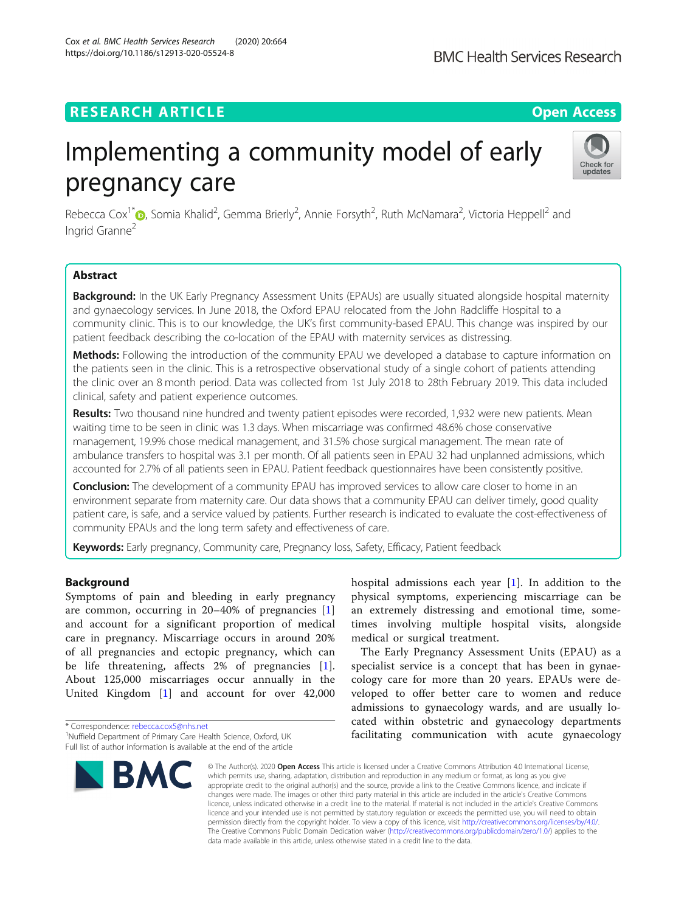RESEARCH ARTICLE

Open Access

# Implementing a community model of early pregnancy care

Rebecca Cox[1*], Somia Khalid[2], Gemma Brierly[2], Annie Forsyth[2], Ruth McNamara[2], Victoria Heppell[2] and Ingrid Granne[2]

## Abstract

**Background:** In the UK Early Pregnancy Assessment Units (EPAUs) are usually situated alongside hospital maternity and gynaecology services. In June 2018, the Oxford EPAU relocated from the John Radcliffe Hospital to a community clinic. This is to our knowledge, the UK's first community-based EPAU. This change was inspired by our patient feedback describing the co-location of the EPAU with maternity services as distressing.

**Methods:** Following the introduction of the community EPAU we developed a database to capture information on the patients seen in the clinic. This is a retrospective observational study of a single cohort of patients attending the clinic over an 8 month period. Data was collected from 1st July 2018 to 28th February 2019. This data included clinical, safety and patient experience outcomes.

**Results:** Two thousand nine hundred and twenty patient episodes were recorded, 1,932 were new patients. Mean waiting time to be seen in clinic was 1.3 days. When miscarriage was confirmed 48.6% chose conservative management, 19.9% chose medical management, and 31.5% chose surgical management. The mean rate of ambulance transfers to hospital was 3.1 per month. Of all patients seen in EPAU 32 had unplanned admissions, which accounted for 2.7% of all patients seen in EPAU. Patient feedback questionnaires have been consistently positive.

**Conclusion:** The development of a community EPAU has improved services to allow care closer to home in an environment separate from maternity care. Our data shows that a community EPAU can deliver timely, good quality patient care, is safe, and a service valued by patients. Further research is indicated to evaluate the cost-effectiveness of community EPAUs and the long term safety and effectiveness of care.

**Keywords:** Early pregnancy, Community care, Pregnancy loss, Safety, Efficacy, Patient feedback

## Background

Symptoms of pain and bleeding in early pregnancy are common, occurring in 20–40% of pregnancies [1] and account for a significant proportion of medical care in pregnancy. Miscarriage occurs in around 20% of all pregnancies and ectopic pregnancy, which can be life threatening, affects 2% of pregnancies [1]. About 125,000 miscarriages occur annually in the United Kingdom [1] and account for over 42,000 hospital admissions each year [1]. In addition to the physical symptoms, experiencing miscarriage can be an extremely distressing and emotional time, sometimes involving multiple hospital visits, alongside medical or surgical treatment.

The Early Pregnancy Assessment Units (EPAU) as a specialist service is a concept that has been in gynaecology care for more than 20 years. EPAUs were developed to offer better care to women and reduce admissions to gynaecology wards, and are usually located within obstetric and gynaecology departments facilitating communication with acute gynaecology

* Correspondence: rebecca.cox5@nhs.net
[1]Nuffield Department of Primary Care Health Science, Oxford, UK
Full list of author information is available at the end of the article

© The Author(s). 2020 **Open Access** This article is licensed under a Creative Commons Attribution 4.0 International License, which permits use, sharing, adaptation, distribution and reproduction in any medium or format, as long as you give appropriate credit to the original author(s) and the source, provide a link to the Creative Commons licence, and indicate if changes were made. The images or other third party material in this article are included in the article's Creative Commons licence, unless indicated otherwise in a credit line to the material. If material is not included in the article's Creative Commons licence and your intended use is not permitted by statutory regulation or exceeds the permitted use, you will need to obtain permission directly from the copyright holder. To view a copy of this licence, visit http://creativecommons.org/licenses/by/4.0/. The Creative Commons Public Domain Dedication waiver (http://creativecommons.org/publicdomain/zero/1.0/) applies to the data made available in this article, unless otherwise stated in a credit line to the data.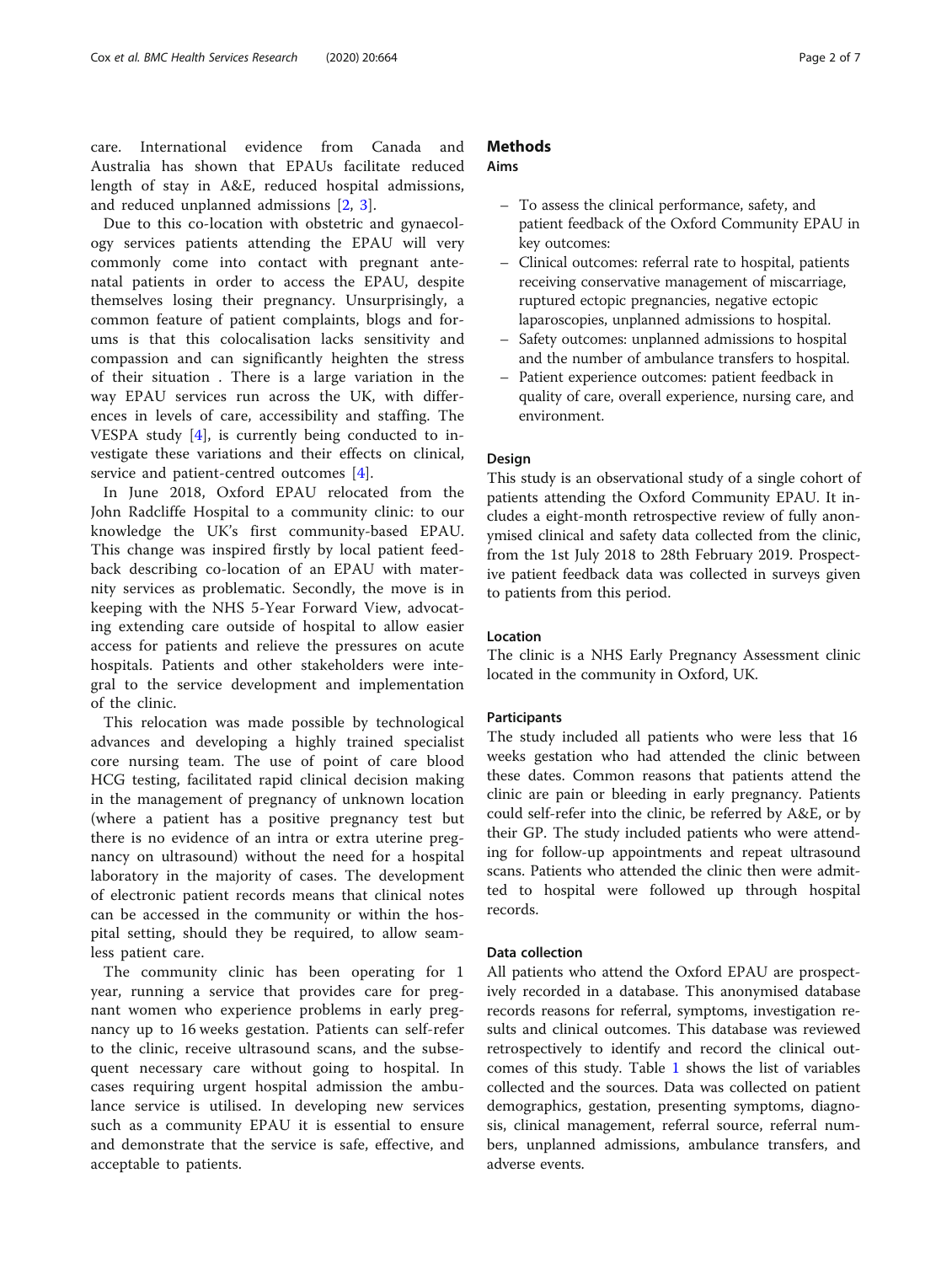care. International evidence from Canada and Australia has shown that EPAUs facilitate reduced length of stay in A&E, reduced hospital admissions, and reduced unplanned admissions [2, 3].

Due to this co-location with obstetric and gynaecology services patients attending the EPAU will very commonly come into contact with pregnant antenatal patients in order to access the EPAU, despite themselves losing their pregnancy. Unsurprisingly, a common feature of patient complaints, blogs and forums is that this colocalisation lacks sensitivity and compassion and can significantly heighten the stress of their situation . There is a large variation in the way EPAU services run across the UK, with differences in levels of care, accessibility and staffing. The VESPA study [4], is currently being conducted to investigate these variations and their effects on clinical, service and patient-centred outcomes [4].

In June 2018, Oxford EPAU relocated from the John Radcliffe Hospital to a community clinic: to our knowledge the UK's first community-based EPAU. This change was inspired firstly by local patient feedback describing co-location of an EPAU with maternity services as problematic. Secondly, the move is in keeping with the NHS 5-Year Forward View, advocating extending care outside of hospital to allow easier access for patients and relieve the pressures on acute hospitals. Patients and other stakeholders were integral to the service development and implementation of the clinic.

This relocation was made possible by technological advances and developing a highly trained specialist core nursing team. The use of point of care blood HCG testing, facilitated rapid clinical decision making in the management of pregnancy of unknown location (where a patient has a positive pregnancy test but there is no evidence of an intra or extra uterine pregnancy on ultrasound) without the need for a hospital laboratory in the majority of cases. The development of electronic patient records means that clinical notes can be accessed in the community or within the hospital setting, should they be required, to allow seamless patient care.

The community clinic has been operating for 1 year, running a service that provides care for pregnant women who experience problems in early pregnancy up to 16 weeks gestation. Patients can self-refer to the clinic, receive ultrasound scans, and the subsequent necessary care without going to hospital. In cases requiring urgent hospital admission the ambulance service is utilised. In developing new services such as a community EPAU it is essential to ensure and demonstrate that the service is safe, effective, and acceptable to patients.

## Methods

### Aims

- To assess the clinical performance, safety, and patient feedback of the Oxford Community EPAU in key outcomes:
- Clinical outcomes: referral rate to hospital, patients receiving conservative management of miscarriage, ruptured ectopic pregnancies, negative ectopic laparoscopies, unplanned admissions to hospital.
- Safety outcomes: unplanned admissions to hospital and the number of ambulance transfers to hospital.
- Patient experience outcomes: patient feedback in quality of care, overall experience, nursing care, and environment.

### Design

This study is an observational study of a single cohort of patients attending the Oxford Community EPAU. It includes a eight-month retrospective review of fully anonymised clinical and safety data collected from the clinic, from the 1st July 2018 to 28th February 2019. Prospective patient feedback data was collected in surveys given to patients from this period.

### Location

The clinic is a NHS Early Pregnancy Assessment clinic located in the community in Oxford, UK.

### Participants

The study included all patients who were less that 16 weeks gestation who had attended the clinic between these dates. Common reasons that patients attend the clinic are pain or bleeding in early pregnancy. Patients could self-refer into the clinic, be referred by A&E, or by their GP. The study included patients who were attending for follow-up appointments and repeat ultrasound scans. Patients who attended the clinic then were admitted to hospital were followed up through hospital records.

### Data collection

All patients who attend the Oxford EPAU are prospectively recorded in a database. This anonymised database records reasons for referral, symptoms, investigation results and clinical outcomes. This database was reviewed retrospectively to identify and record the clinical outcomes of this study. Table 1 shows the list of variables collected and the sources. Data was collected on patient demographics, gestation, presenting symptoms, diagnosis, clinical management, referral source, referral numbers, unplanned admissions, ambulance transfers, and adverse events.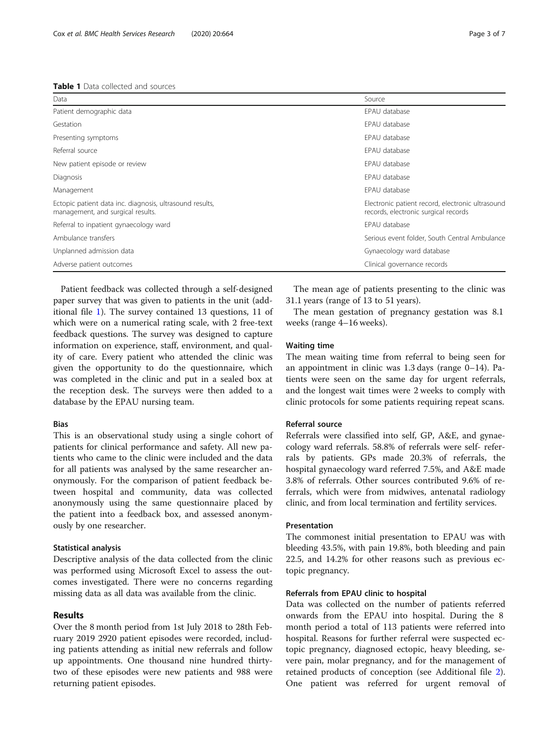**Table 1** Data collected and sources

| Data | Source |
| --- | --- |
| Patient demographic data | EPAU database |
| Gestation | EPAU database |
| Presenting symptoms | EPAU database |
| Referral source | EPAU database |
| New patient episode or review | EPAU database |
| Diagnosis | EPAU database |
| Management | EPAU database |
| Ectopic patient data inc. diagnosis, ultrasound results, management, and surgical results. | Electronic patient record, electronic ultrasound records, electronic surgical records |
| Referral to inpatient gynaecology ward | EPAU database |
| Ambulance transfers | Serious event folder, South Central Ambulance |
| Unplanned admission data | Gynaecology ward database |
| Adverse patient outcomes | Clinical governance records |

Patient feedback was collected through a self-designed paper survey that was given to patients in the unit (additional file 1). The survey contained 13 questions, 11 of which were on a numerical rating scale, with 2 free-text feedback questions. The survey was designed to capture information on experience, staff, environment, and quality of care. Every patient who attended the clinic was given the opportunity to do the questionnaire, which was completed in the clinic and put in a sealed box at the reception desk. The surveys were then added to a database by the EPAU nursing team.

### Bias

This is an observational study using a single cohort of patients for clinical performance and safety. All new patients who came to the clinic were included and the data for all patients was analysed by the same researcher anonymously. For the comparison of patient feedback between hospital and community, data was collected anonymously using the same questionnaire placed by the patient into a feedback box, and assessed anonymously by one researcher.

### Statistical analysis

Descriptive analysis of the data collected from the clinic was performed using Microsoft Excel to assess the outcomes investigated. There were no concerns regarding missing data as all data was available from the clinic.

## Results

Over the 8 month period from 1st July 2018 to 28th February 2019 2920 patient episodes were recorded, including patients attending as initial new referrals and follow up appointments. One thousand nine hundred thirty-two of these episodes were new patients and 988 were returning patient episodes.

The mean age of patients presenting to the clinic was 31.1 years (range of 13 to 51 years).

The mean gestation of pregnancy gestation was 8.1 weeks (range 4–16 weeks).

### Waiting time

The mean waiting time from referral to being seen for an appointment in clinic was 1.3 days (range 0–14). Patients were seen on the same day for urgent referrals, and the longest wait times were 2 weeks to comply with clinic protocols for some patients requiring repeat scans.

### Referral source

Referrals were classified into self, GP, A&E, and gynaecology ward referrals. 58.8% of referrals were self- referrals by patients. GPs made 20.3% of referrals, the hospital gynaecology ward referred 7.5%, and A&E made 3.8% of referrals. Other sources contributed 9.6% of referrals, which were from midwives, antenatal radiology clinic, and from local termination and fertility services.

### Presentation

The commonest initial presentation to EPAU was with bleeding 43.5%, with pain 19.8%, both bleeding and pain 22.5, and 14.2% for other reasons such as previous ectopic pregnancy.

### Referrals from EPAU clinic to hospital

Data was collected on the number of patients referred onwards from the EPAU into hospital. During the 8 month period a total of 113 patients were referred into hospital. Reasons for further referral were suspected ectopic pregnancy, diagnosed ectopic, heavy bleeding, severe pain, molar pregnancy, and for the management of retained products of conception (see Additional file 2). One patient was referred for urgent removal of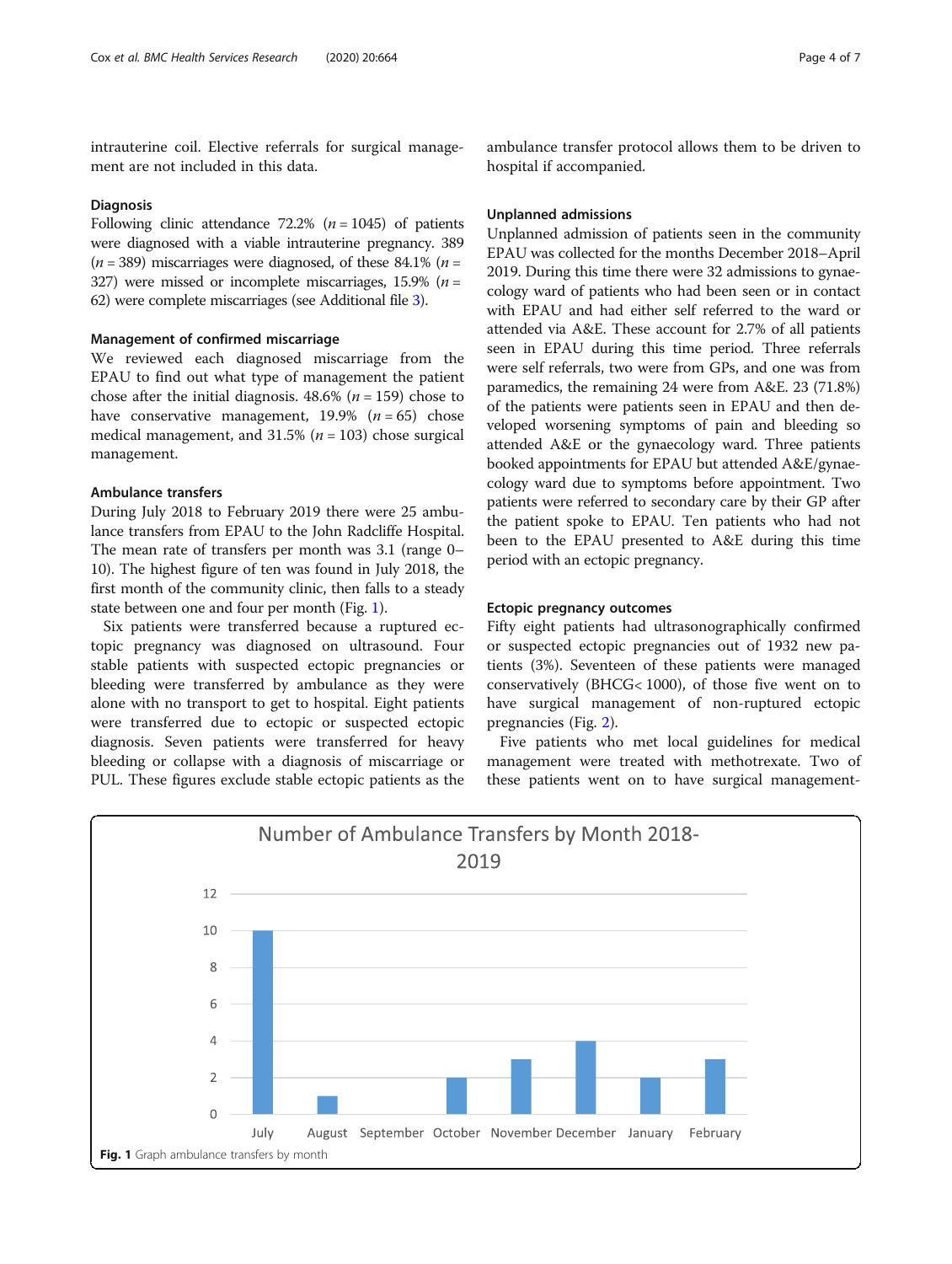intrauterine coil. Elective referrals for surgical management are not included in this data.

### Diagnosis

Following clinic attendance 72.2% (*n* = 1045) of patients were diagnosed with a viable intrauterine pregnancy. 389 (*n* = 389) miscarriages were diagnosed, of these 84.1% (*n* = 327) were missed or incomplete miscarriages, 15.9% (*n* = 62) were complete miscarriages (see Additional file 3).

### Management of confirmed miscarriage

We reviewed each diagnosed miscarriage from the EPAU to find out what type of management the patient chose after the initial diagnosis. 48.6% (*n* = 159) chose to have conservative management, 19.9% (*n* = 65) chose medical management, and 31.5% (*n* = 103) chose surgical management.

### Ambulance transfers

During July 2018 to February 2019 there were 25 ambulance transfers from EPAU to the John Radcliffe Hospital. The mean rate of transfers per month was 3.1 (range 0–10). The highest figure of ten was found in July 2018, the first month of the community clinic, then falls to a steady state between one and four per month (Fig. 1).

Six patients were transferred because a ruptured ectopic pregnancy was diagnosed on ultrasound. Four stable patients with suspected ectopic pregnancies or bleeding were transferred by ambulance as they were alone with no transport to get to hospital. Eight patients were transferred due to ectopic or suspected ectopic diagnosis. Seven patients were transferred for heavy bleeding or collapse with a diagnosis of miscarriage or PUL. These figures exclude stable ectopic patients as the ambulance transfer protocol allows them to be driven to hospital if accompanied.

### Unplanned admissions

Unplanned admission of patients seen in the community EPAU was collected for the months December 2018–April 2019. During this time there were 32 admissions to gynaecology ward of patients who had been seen or in contact with EPAU and had either self referred to the ward or attended via A&E. These account for 2.7% of all patients seen in EPAU during this time period. Three referrals were self referrals, two were from GPs, and one was from paramedics, the remaining 24 were from A&E. 23 (71.8%) of the patients were patients seen in EPAU and then developed worsening symptoms of pain and bleeding so attended A&E or the gynaecology ward. Three patients booked appointments for EPAU but attended A&E/gynaecology ward due to symptoms before appointment. Two patients were referred to secondary care by their GP after the patient spoke to EPAU. Ten patients who had not been to the EPAU presented to A&E during this time period with an ectopic pregnancy.

### Ectopic pregnancy outcomes

Fifty eight patients had ultrasonographically confirmed or suspected ectopic pregnancies out of 1932 new patients (3%). Seventeen of these patients were managed conservatively (BHCG< 1000), of those five went on to have surgical management of non-ruptured ectopic pregnancies (Fig. 2).

Five patients who met local guidelines for medical management were treated with methotrexate. Two of these patients went on to have surgical management-

Number of Ambulance Transfers by Month 2018-2019

| Month | Transfers |
|---|---|
| July | 10 |
| August | 1 |
| September | 0 |
| October | 2 |
| November | 3 |
| December | 4 |
| January | 2 |
| February | 3 |

**Fig. 1** Graph ambulance transfers by month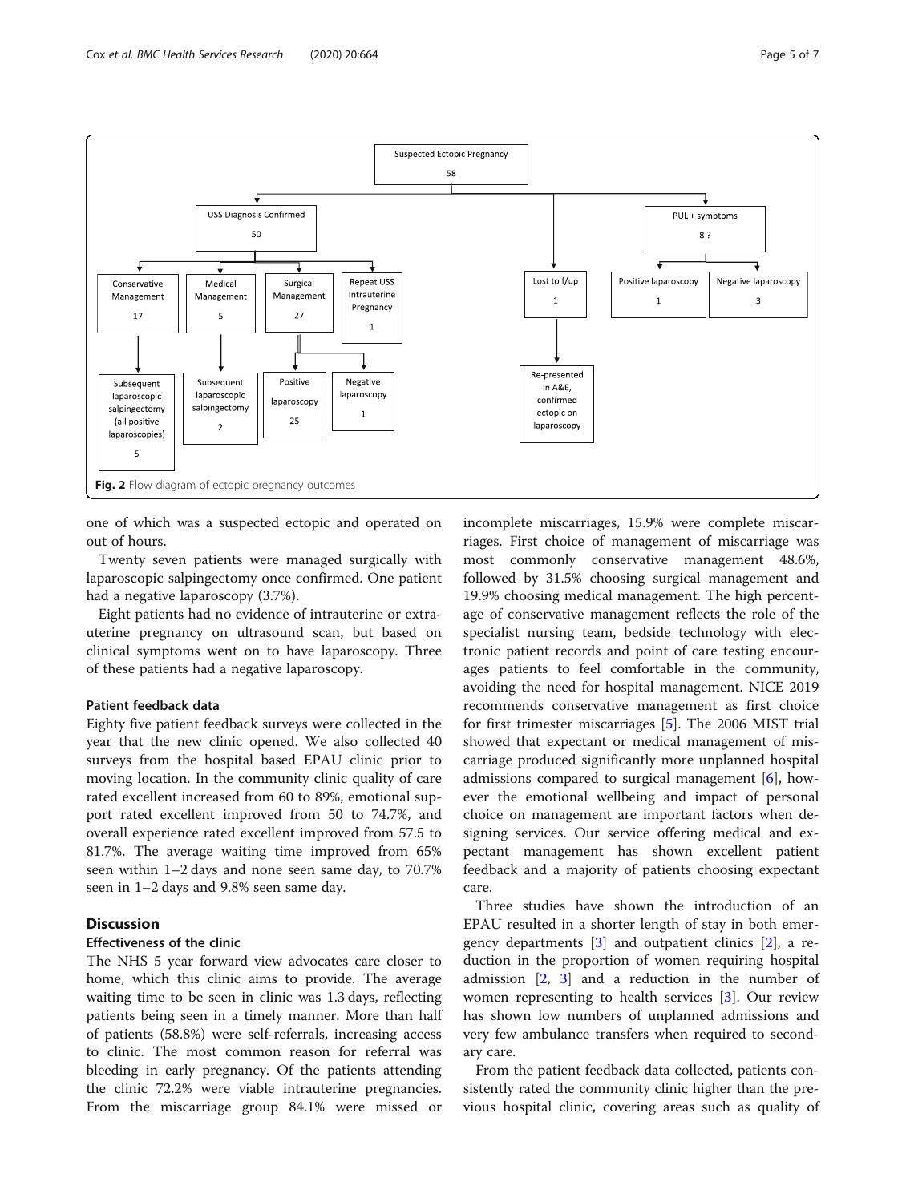**Fig. 2** Flow diagram of ectopic pregnancy outcomes

one of which was a suspected ectopic and operated on out of hours.

Twenty seven patients were managed surgically with laparoscopic salpingectomy once confirmed. One patient had a negative laparoscopy (3.7%).

Eight patients had no evidence of intrauterine or extra-uterine pregnancy on ultrasound scan, but based on clinical symptoms went on to have laparoscopy. Three of these patients had a negative laparoscopy.

### Patient feedback data

Eighty five patient feedback surveys were collected in the year that the new clinic opened. We also collected 40 surveys from the hospital based EPAU clinic prior to moving location. In the community clinic quality of care rated excellent increased from 60 to 89%, emotional support rated excellent improved from 50 to 74.7%, and overall experience rated excellent improved from 57.5 to 81.7%. The average waiting time improved from 65% seen within 1–2 days and none seen same day, to 70.7% seen in 1–2 days and 9.8% seen same day.

## Discussion

### Effectiveness of the clinic

The NHS 5 year forward view advocates care closer to home, which this clinic aims to provide. The average waiting time to be seen in clinic was 1.3 days, reflecting patients being seen in a timely manner. More than half of patients (58.8%) were self-referrals, increasing access to clinic. The most common reason for referral was bleeding in early pregnancy. Of the patients attending the clinic 72.2% were viable intrauterine pregnancies. From the miscarriage group 84.1% were missed or incomplete miscarriages, 15.9% were complete miscarriages. First choice of management of miscarriage was most commonly conservative management 48.6%, followed by 31.5% choosing surgical management and 19.9% choosing medical management. The high percentage of conservative management reflects the role of the specialist nursing team, bedside technology with electronic patient records and point of care testing encourages patients to feel comfortable in the community, avoiding the need for hospital management. NICE 2019 recommends conservative management as first choice for first trimester miscarriages [5]. The 2006 MIST trial showed that expectant or medical management of miscarriage produced significantly more unplanned hospital admissions compared to surgical management [6], however the emotional wellbeing and impact of personal choice on management are important factors when designing services. Our service offering medical and expectant management has shown excellent patient feedback and a majority of patients choosing expectant care.

Three studies have shown the introduction of an EPAU resulted in a shorter length of stay in both emergency departments [3] and outpatient clinics [2], a reduction in the proportion of women requiring hospital admission [2, 3] and a reduction in the number of women representing to health services [3]. Our review has shown low numbers of unplanned admissions and very few ambulance transfers when required to secondary care.

From the patient feedback data collected, patients consistently rated the community clinic higher than the previous hospital clinic, covering areas such as quality of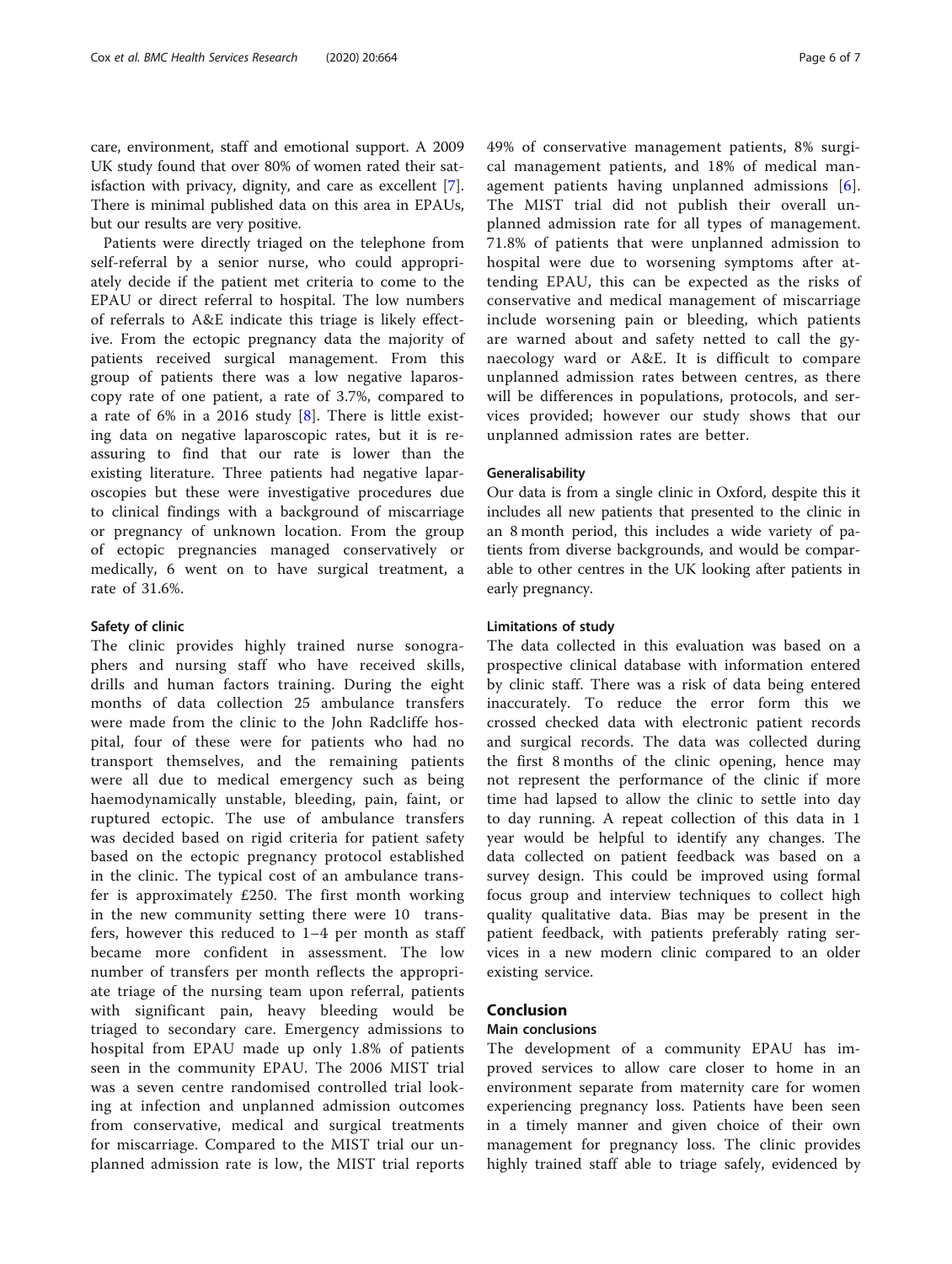care, environment, staff and emotional support. A 2009 UK study found that over 80% of women rated their satisfaction with privacy, dignity, and care as excellent [7]. There is minimal published data on this area in EPAUs, but our results are very positive.

Patients were directly triaged on the telephone from self-referral by a senior nurse, who could appropriately decide if the patient met criteria to come to the EPAU or direct referral to hospital. The low numbers of referrals to A&E indicate this triage is likely effective. From the ectopic pregnancy data the majority of patients received surgical management. From this group of patients there was a low negative laparoscopy rate of one patient, a rate of 3.7%, compared to a rate of 6% in a 2016 study [8]. There is little existing data on negative laparoscopic rates, but it is reassuring to find that our rate is lower than the existing literature. Three patients had negative laparoscopies but these were investigative procedures due to clinical findings with a background of miscarriage or pregnancy of unknown location. From the group of ectopic pregnancies managed conservatively or medically, 6 went on to have surgical treatment, a rate of 31.6%.

### Safety of clinic

The clinic provides highly trained nurse sonographers and nursing staff who have received skills, drills and human factors training. During the eight months of data collection 25 ambulance transfers were made from the clinic to the John Radcliffe hospital, four of these were for patients who had no transport themselves, and the remaining patients were all due to medical emergency such as being haemodynamically unstable, bleeding, pain, faint, or ruptured ectopic. The use of ambulance transfers was decided based on rigid criteria for patient safety based on the ectopic pregnancy protocol established in the clinic. The typical cost of an ambulance transfer is approximately £250. The first month working in the new community setting there were 10 transfers, however this reduced to 1–4 per month as staff became more confident in assessment. The low number of transfers per month reflects the appropriate triage of the nursing team upon referral, patients with significant pain, heavy bleeding would be triaged to secondary care. Emergency admissions to hospital from EPAU made up only 1.8% of patients seen in the community EPAU. The 2006 MIST trial was a seven centre randomised controlled trial looking at infection and unplanned admission outcomes from conservative, medical and surgical treatments for miscarriage. Compared to the MIST trial our unplanned admission rate is low, the MIST trial reports 49% of conservative management patients, 8% surgical management patients, and 18% of medical management patients having unplanned admissions [6]. The MIST trial did not publish their overall unplanned admission rate for all types of management. 71.8% of patients that were unplanned admission to hospital were due to worsening symptoms after attending EPAU, this can be expected as the risks of conservative and medical management of miscarriage include worsening pain or bleeding, which patients are warned about and safety netted to call the gynaecology ward or A&E. It is difficult to compare unplanned admission rates between centres, as there will be differences in populations, protocols, and services provided; however our study shows that our unplanned admission rates are better.

### Generalisability

Our data is from a single clinic in Oxford, despite this it includes all new patients that presented to the clinic in an 8 month period, this includes a wide variety of patients from diverse backgrounds, and would be comparable to other centres in the UK looking after patients in early pregnancy.

### Limitations of study

The data collected in this evaluation was based on a prospective clinical database with information entered by clinic staff. There was a risk of data being entered inaccurately. To reduce the error form this we crossed checked data with electronic patient records and surgical records. The data was collected during the first 8 months of the clinic opening, hence may not represent the performance of the clinic if more time had lapsed to allow the clinic to settle into day to day running. A repeat collection of this data in 1 year would be helpful to identify any changes. The data collected on patient feedback was based on a survey design. This could be improved using formal focus group and interview techniques to collect high quality qualitative data. Bias may be present in the patient feedback, with patients preferably rating services in a new modern clinic compared to an older existing service.

## Conclusion

### Main conclusions

The development of a community EPAU has improved services to allow care closer to home in an environment separate from maternity care for women experiencing pregnancy loss. Patients have been seen in a timely manner and given choice of their own management for pregnancy loss. The clinic provides highly trained staff able to triage safely, evidenced by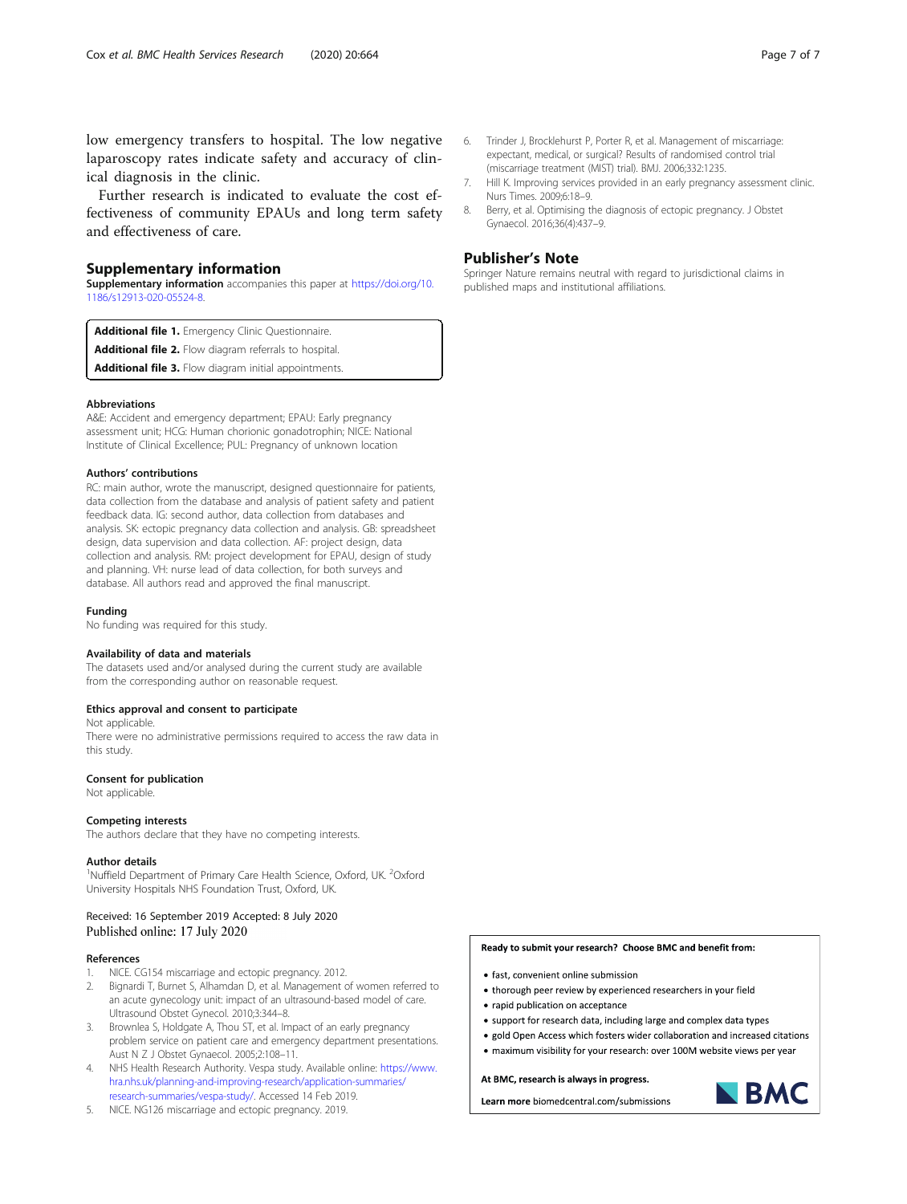low emergency transfers to hospital. The low negative laparoscopy rates indicate safety and accuracy of clinical diagnosis in the clinic.

Further research is indicated to evaluate the cost effectiveness of community EPAUs and long term safety and effectiveness of care.

## Supplementary information

**Supplementary information** accompanies this paper at https://doi.org/10.1186/s12913-020-05524-8.

**Additional file 1.** Emergency Clinic Questionnaire.
**Additional file 2.** Flow diagram referrals to hospital.
**Additional file 3.** Flow diagram initial appointments.

### Abbreviations

A&E: Accident and emergency department; EPAU: Early pregnancy assessment unit; HCG: Human chorionic gonadotrophin; NICE: National Institute of Clinical Excellence; PUL: Pregnancy of unknown location

### Authors' contributions

RC: main author, wrote the manuscript, designed questionnaire for patients, data collection from the database and analysis of patient safety and patient feedback data. IG: second author, data collection from databases and analysis. SK: ectopic pregnancy data collection and analysis. GB: spreadsheet design, data supervision and data collection. AF: project design, data collection and analysis. RM: project development for EPAU, design of study and planning. VH: nurse lead of data collection, for both surveys and database. All authors read and approved the final manuscript.

### Funding

No funding was required for this study.

### Availability of data and materials

The datasets used and/or analysed during the current study are available from the corresponding author on reasonable request.

### Ethics approval and consent to participate

Not applicable.
There were no administrative permissions required to access the raw data in this study.

### Consent for publication

Not applicable.

### Competing interests

The authors declare that they have no competing interests.

### Author details

[1]Nuffield Department of Primary Care Health Science, Oxford, UK. [2]Oxford University Hospitals NHS Foundation Trust, Oxford, UK.

Received: 16 September 2019 Accepted: 8 July 2020
Published online: 17 July 2020

### References

1. NICE. CG154 miscarriage and ectopic pregnancy. 2012.
2. Bignardi T, Burnet S, Alhamdan D, et al. Management of women referred to an acute gynecology unit: impact of an ultrasound-based model of care. Ultrasound Obstet Gynecol. 2010;3:344–8.
3. Brownlea S, Holdgate A, Thou ST, et al. Impact of an early pregnancy problem service on patient care and emergency department presentations. Aust N Z J Obstet Gynaecol. 2005;2:108–11.
4. NHS Health Research Authority. Vespa study. Available online: https://www.hra.nhs.uk/planning-and-improving-research/application-summaries/research-summaries/vespa-study/. Accessed 14 Feb 2019.
5. NICE. NG126 miscarriage and ectopic pregnancy. 2019.
6. Trinder J, Brocklehurst P, Porter R, et al. Management of miscarriage: expectant, medical, or surgical? Results of randomised control trial (miscarriage treatment (MIST) trial). BMJ. 2006;332:1235.
7. Hill K. Improving services provided in an early pregnancy assessment clinic. Nurs Times. 2009;6:18–9.
8. Berry, et al. Optimising the diagnosis of ectopic pregnancy. J Obstet Gynaecol. 2016;36(4):437–9.

## Publisher's Note

Springer Nature remains neutral with regard to jurisdictional claims in published maps and institutional affiliations.

**Ready to submit your research? Choose BMC and benefit from:**

- fast, convenient online submission
- thorough peer review by experienced researchers in your field
- rapid publication on acceptance
- support for research data, including large and complex data types
- gold Open Access which fosters wider collaboration and increased citations
- maximum visibility for your research: over 100M website views per year

**At BMC, research is always in progress.**

**Learn more** biomedcentral.com/submissions

BMC